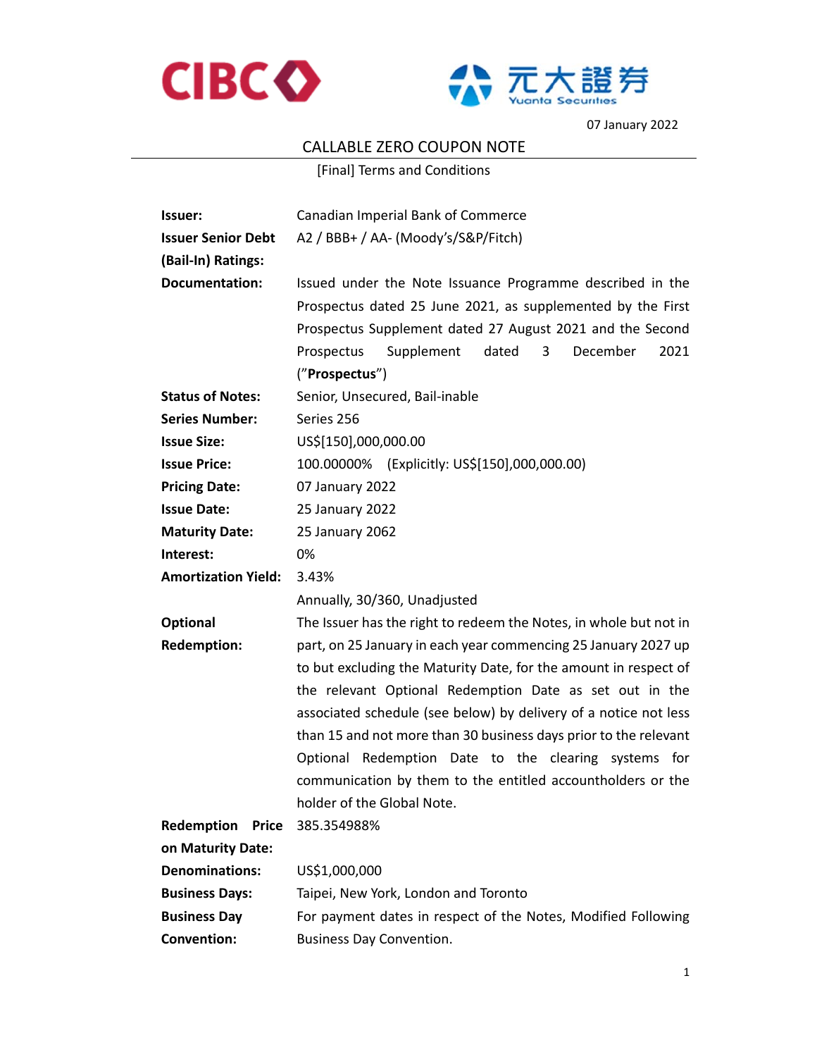CIBC

元大證券 Yuanta Securities

07 January 2022

# CALLABLE ZERO COUPON NOTE

[Final] Terms and Conditions

| | |
|---|---|
| **Issuer:** | Canadian Imperial Bank of Commerce |
| **Issuer Senior Debt (Bail-In) Ratings:** | A2 / BBB+ / AA- (Moody's/S&P/Fitch) |
| **Documentation:** | Issued under the Note Issuance Programme described in the Prospectus dated 25 June 2021, as supplemented by the First Prospectus Supplement dated 27 August 2021 and the Second Prospectus Supplement dated 3 December 2021 ("**Prospectus**") |
| **Status of Notes:** | Senior, Unsecured, Bail-inable |
| **Series Number:** | Series 256 |
| **Issue Size:** | US$[150],000,000.00 |
| **Issue Price:** | 100.00000% (Explicitly: US$[150],000,000.00) |
| **Pricing Date:** | 07 January 2022 |
| **Issue Date:** | 25 January 2022 |
| **Maturity Date:** | 25 January 2062 |
| **Interest:** | 0% |
| **Amortization Yield:** | 3.43%<br>Annually, 30/360, Unadjusted |
| **Optional Redemption:** | The Issuer has the right to redeem the Notes, in whole but not in part, on 25 January in each year commencing 25 January 2027 up to but excluding the Maturity Date, for the amount in respect of the relevant Optional Redemption Date as set out in the associated schedule (see below) by delivery of a notice not less than 15 and not more than 30 business days prior to the relevant Optional Redemption Date to the clearing systems for communication by them to the entitled accountholders or the holder of the Global Note. |
| **Redemption Price on Maturity Date:** | 385.354988% |
| **Denominations:** | US$1,000,000 |
| **Business Days:** | Taipei, New York, London and Toronto |
| **Business Day Convention:** | For payment dates in respect of the Notes, Modified Following Business Day Convention. |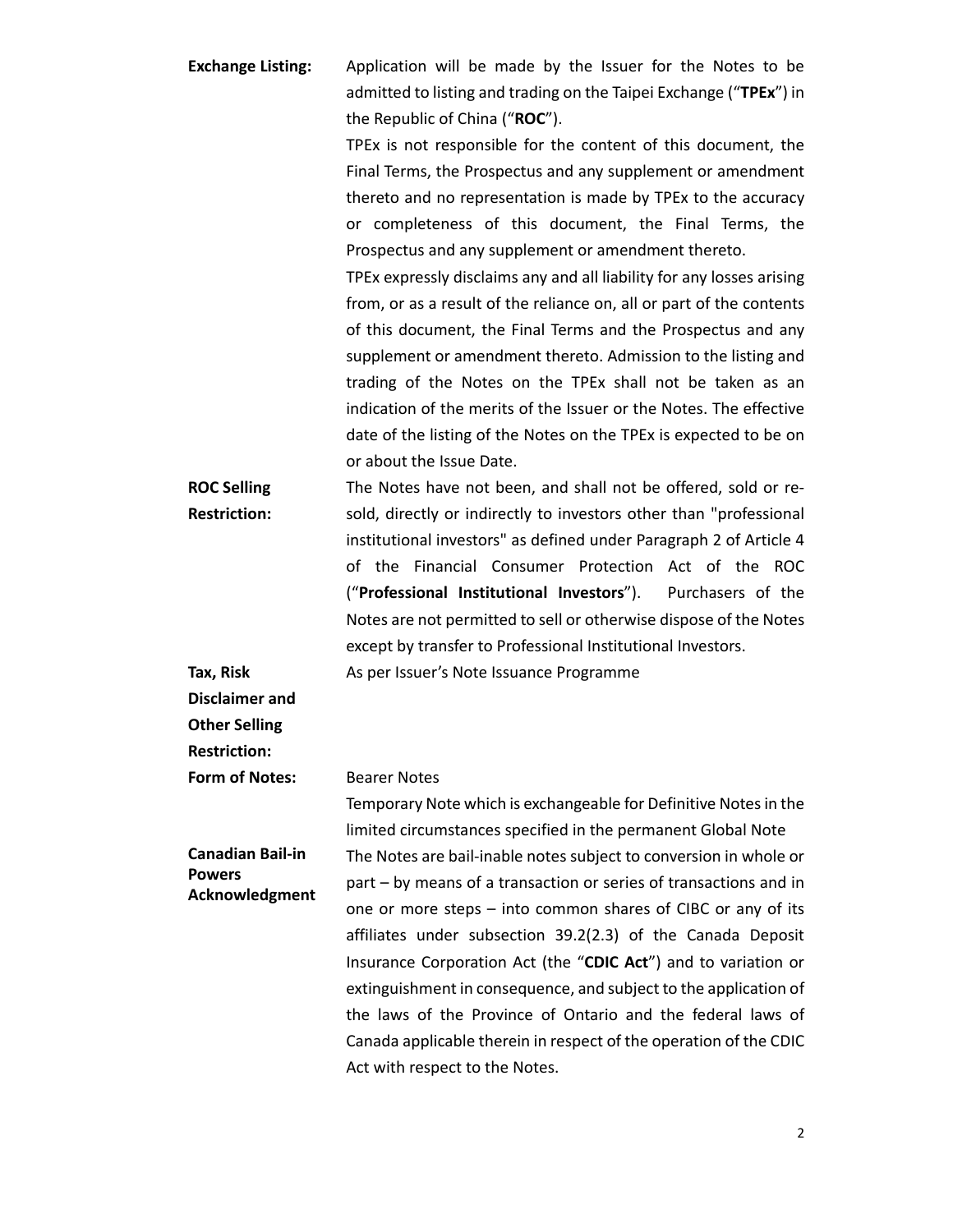| | |
|---|---|
| **Exchange Listing:** | Application will be made by the Issuer for the Notes to be admitted to listing and trading on the Taipei Exchange ("**TPEx**") in the Republic of China ("**ROC**").<br>TPEx is not responsible for the content of this document, the Final Terms, the Prospectus and any supplement or amendment thereto and no representation is made by TPEx to the accuracy or completeness of this document, the Final Terms, the Prospectus and any supplement or amendment thereto.<br>TPEx expressly disclaims any and all liability for any losses arising from, or as a result of the reliance on, all or part of the contents of this document, the Final Terms and the Prospectus and any supplement or amendment thereto. Admission to the listing and trading of the Notes on the TPEx shall not be taken as an indication of the merits of the Issuer or the Notes. The effective date of the listing of the Notes on the TPEx is expected to be on or about the Issue Date. |
| **ROC Selling Restriction:** | The Notes have not been, and shall not be offered, sold or re-sold, directly or indirectly to investors other than "professional institutional investors" as defined under Paragraph 2 of Article 4 of the Financial Consumer Protection Act of the ROC ("**Professional Institutional Investors**"). Purchasers of the Notes are not permitted to sell or otherwise dispose of the Notes except by transfer to Professional Institutional Investors. |
| **Tax, Risk Disclaimer and Other Selling Restriction:** | As per Issuer's Note Issuance Programme |
| **Form of Notes:** | Bearer Notes<br>Temporary Note which is exchangeable for Definitive Notes in the limited circumstances specified in the permanent Global Note |
| **Canadian Bail-in Powers Acknowledgment** | The Notes are bail-inable notes subject to conversion in whole or part – by means of a transaction or series of transactions and in one or more steps – into common shares of CIBC or any of its affiliates under subsection 39.2(2.3) of the Canada Deposit Insurance Corporation Act (the "**CDIC Act**") and to variation or extinguishment in consequence, and subject to the application of the laws of the Province of Ontario and the federal laws of Canada applicable therein in respect of the operation of the CDIC Act with respect to the Notes. |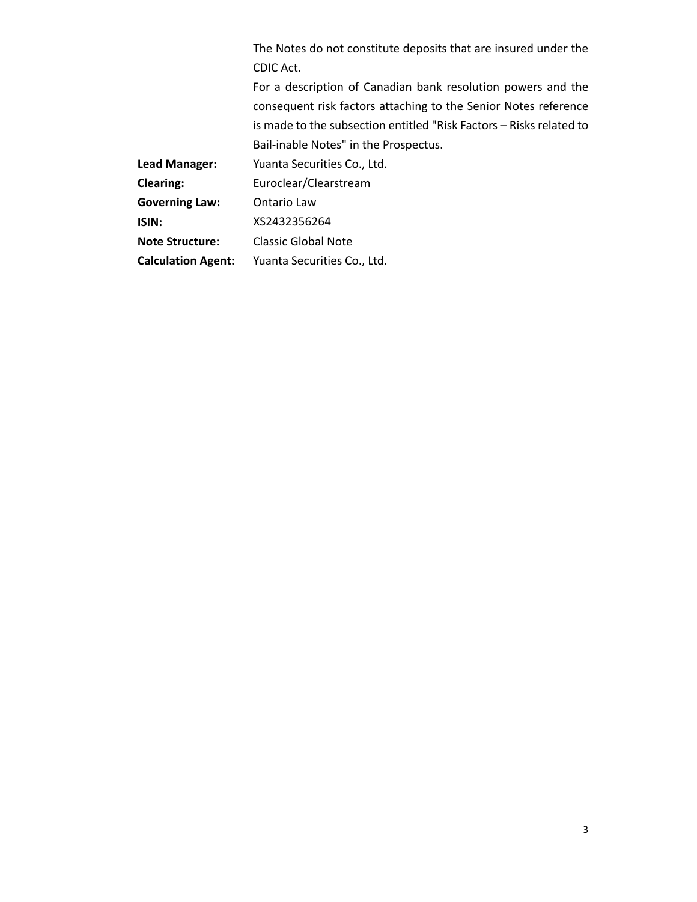| | |
|---|---|
| | The Notes do not constitute deposits that are insured under the CDIC Act.<br>For a description of Canadian bank resolution powers and the consequent risk factors attaching to the Senior Notes reference is made to the subsection entitled "Risk Factors – Risks related to Bail-inable Notes" in the Prospectus. |
| **Lead Manager:** | Yuanta Securities Co., Ltd. |
| **Clearing:** | Euroclear/Clearstream |
| **Governing Law:** | Ontario Law |
| **ISIN:** | XS2432356264 |
| **Note Structure:** | Classic Global Note |
| **Calculation Agent:** | Yuanta Securities Co., Ltd. |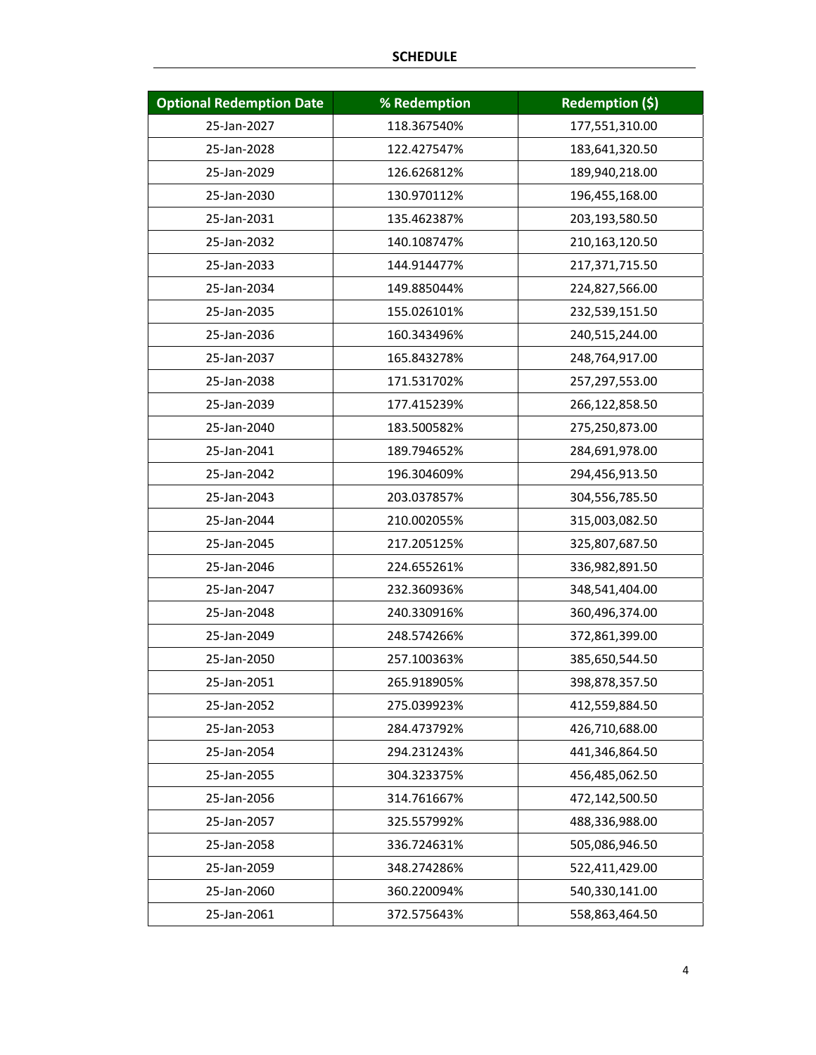## SCHEDULE

| Optional Redemption Date | % Redemption | Redemption ($) |
|---|---|---|
| 25-Jan-2027 | 118.367540% | 177,551,310.00 |
| 25-Jan-2028 | 122.427547% | 183,641,320.50 |
| 25-Jan-2029 | 126.626812% | 189,940,218.00 |
| 25-Jan-2030 | 130.970112% | 196,455,168.00 |
| 25-Jan-2031 | 135.462387% | 203,193,580.50 |
| 25-Jan-2032 | 140.108747% | 210,163,120.50 |
| 25-Jan-2033 | 144.914477% | 217,371,715.50 |
| 25-Jan-2034 | 149.885044% | 224,827,566.00 |
| 25-Jan-2035 | 155.026101% | 232,539,151.50 |
| 25-Jan-2036 | 160.343496% | 240,515,244.00 |
| 25-Jan-2037 | 165.843278% | 248,764,917.00 |
| 25-Jan-2038 | 171.531702% | 257,297,553.00 |
| 25-Jan-2039 | 177.415239% | 266,122,858.50 |
| 25-Jan-2040 | 183.500582% | 275,250,873.00 |
| 25-Jan-2041 | 189.794652% | 284,691,978.00 |
| 25-Jan-2042 | 196.304609% | 294,456,913.50 |
| 25-Jan-2043 | 203.037857% | 304,556,785.50 |
| 25-Jan-2044 | 210.002055% | 315,003,082.50 |
| 25-Jan-2045 | 217.205125% | 325,807,687.50 |
| 25-Jan-2046 | 224.655261% | 336,982,891.50 |
| 25-Jan-2047 | 232.360936% | 348,541,404.00 |
| 25-Jan-2048 | 240.330916% | 360,496,374.00 |
| 25-Jan-2049 | 248.574266% | 372,861,399.00 |
| 25-Jan-2050 | 257.100363% | 385,650,544.50 |
| 25-Jan-2051 | 265.918905% | 398,878,357.50 |
| 25-Jan-2052 | 275.039923% | 412,559,884.50 |
| 25-Jan-2053 | 284.473792% | 426,710,688.00 |
| 25-Jan-2054 | 294.231243% | 441,346,864.50 |
| 25-Jan-2055 | 304.323375% | 456,485,062.50 |
| 25-Jan-2056 | 314.761667% | 472,142,500.50 |
| 25-Jan-2057 | 325.557992% | 488,336,988.00 |
| 25-Jan-2058 | 336.724631% | 505,086,946.50 |
| 25-Jan-2059 | 348.274286% | 522,411,429.00 |
| 25-Jan-2060 | 360.220094% | 540,330,141.00 |
| 25-Jan-2061 | 372.575643% | 558,863,464.50 |